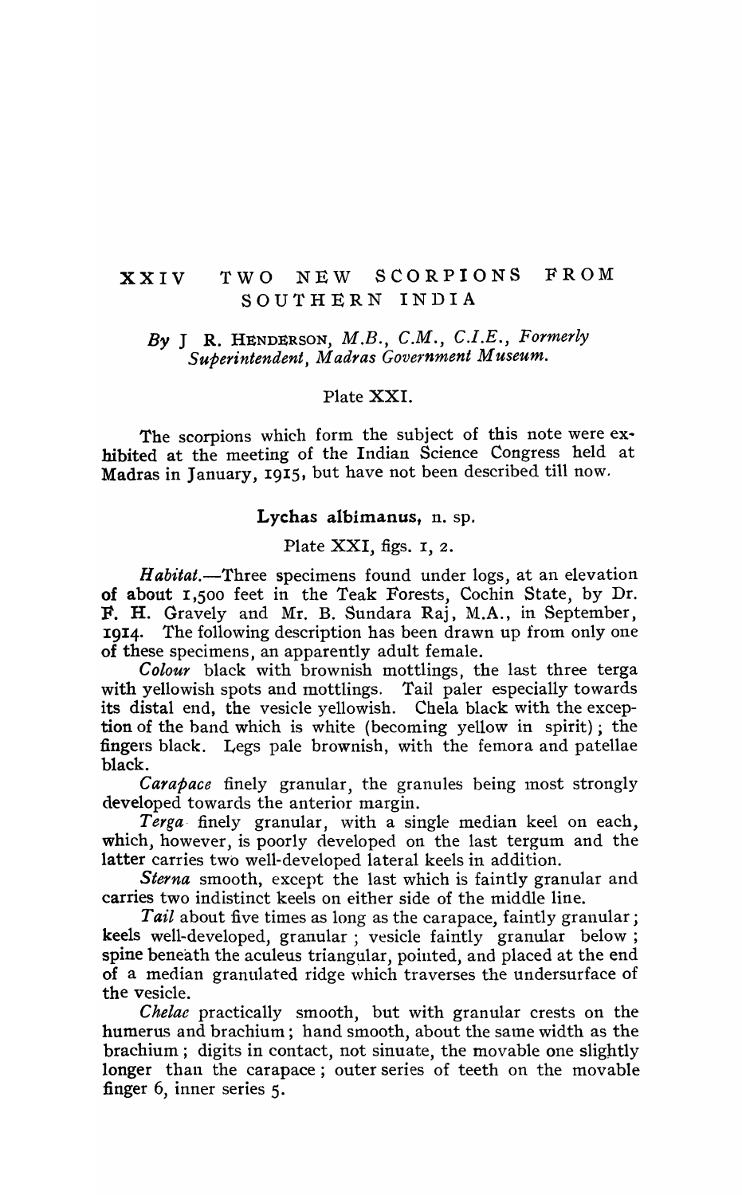# XXIV TWO NEW SCORPIONS FROM SOUTHERN INDIA

*By* J R. HENDERSON, *M.B., C.M., C.I.E., Formerly Superintendent, Madras Government Museum.*

Plate XXI.

The scorpions which form the subject of this note were exhibited at the meeting of the Indian Science Congress held at Madras in January, 1915, but have not been described till now.

## Lychas albimanus, n. sp.

Plate XXI, figs. 1, 2.

*Habitat.*—Three specimens found under logs, at an elevation of about 1,500 feet in the Teak Forests, Cochin State, by Dr. F. H. Gravely and Mr. B. Sundara Raj, M.A., in September, 1914. The following description has been drawn up from only one of these specimens, an apparently adult female.

*Colour* black with brownish mottlings, the last three terga with yellowish spots and mottlings. Tail paler especially towards its distal end, the vesicle yellowish. Chela black with the exception of the band which is white (becoming yellow in spirit); the fingers black. Legs pale brownish, with the femora and patellae black.

*Carapace* finely granular, the granules being most strongly developed towards the anterior margin.

*Terga* finely granular, with a single median keel on each, which, however, is poorly developed on the last tergum and the latter carries two well-developed lateral keels in addition.

*Sterna* smooth, except the last which is faintly granular and carries two indistinct keels on either side of the middle line.

*Tail* about five times as long as the carapace, faintly granular; keels well-developed, granular; vesicle faintly granular below; spine beneath the aculeus triangular, pointed, and placed at the end of a median granulated ridge which traverses the undersurface of the vesicle.

*Chelae* practically smooth, but with granular crests on the humerus and brachium; hand smooth, about the same width as the brachium; digits in contact, not sinuate, the movable one slightly longer than the carapace; outer series of teeth on the movable finger 6, inner series 5.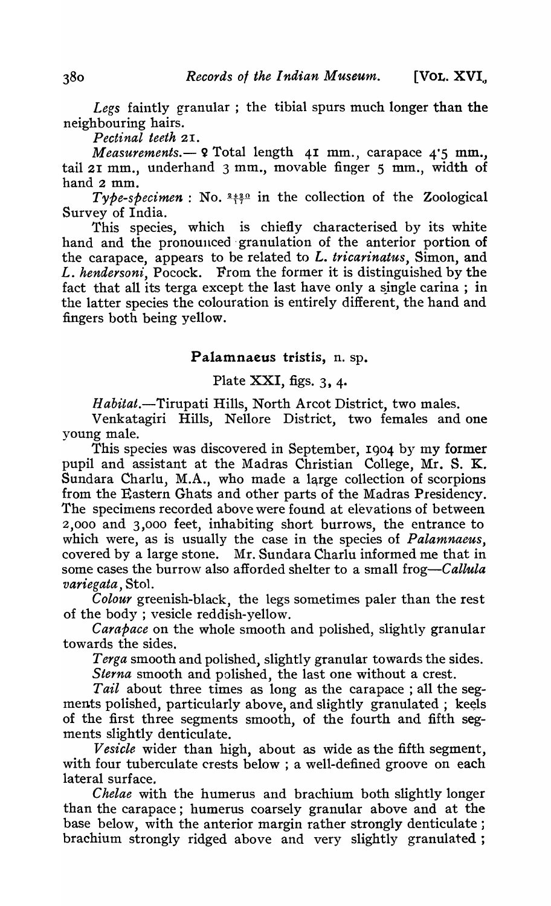*Legs* faintly granular; the tibial spurs much longer than the neighbouring hairs.

*Pectinal teeth* 21.

*Measurements.*— ♀ Total length 41 mm., carapace 4·5 mm., tail 21 mm., underhand 3 mm., movable finger 5 mm., width of hand 2 mm.

*Type-specimen*: No. $\frac{2420}{17}$ in the collection of the Zoological Survey of India.

This species, which is chiefly characterised by its white hand and the pronounced granulation of the anterior portion of the carapace, appears to be related to *L. tricarinatus*, Simon, and *L. hendersoni*, Pocock. From the former it is distinguished by the fact that all its terga except the last have only a single carina; in the latter species the colouration is entirely different, the hand and fingers both being yellow.

## Palamnaeus tristis, n. sp.

Plate XXI, figs. 3, 4.

*Habitat.*—Tirupati Hills, North Arcot District, two males.

Venkatagiri Hills, Nellore District, two females and one young male.

This species was discovered in September, 1904 by my former pupil and assistant at the Madras Christian College, Mr. S. K. Sundara Charlu, M.A., who made a large collection of scorpions from the Eastern Ghats and other parts of the Madras Presidency. The specimens recorded above were found at elevations of between 2,000 and 3,000 feet, inhabiting short burrows, the entrance to which were, as is usually the case in the species of *Palamnaeus*, covered by a large stone. Mr. Sundara Charlu informed me that in some cases the burrow also afforded shelter to a small frog—*Callula variegata*, Stol.

*Colour* greenish-black, the legs sometimes paler than the rest of the body; vesicle reddish-yellow.

*Carapace* on the whole smooth and polished, slightly granular towards the sides.

*Terga* smooth and polished, slightly granular towards the sides.

*Sterna* smooth and polished, the last one without a crest.

*Tail* about three times as long as the carapace; all the segments polished, particularly above, and slightly granulated; keels of the first three segments smooth, of the fourth and fifth segments slightly denticulate.

*Vesicle* wider than high, about as wide as the fifth segment, with four tuberculate crests below; a well-defined groove on each lateral surface.

*Chelae* with the humerus and brachium both slightly longer than the carapace; humerus coarsely granular above and at the base below, with the anterior margin rather strongly denticulate; brachium strongly ridged above and very slightly granulated;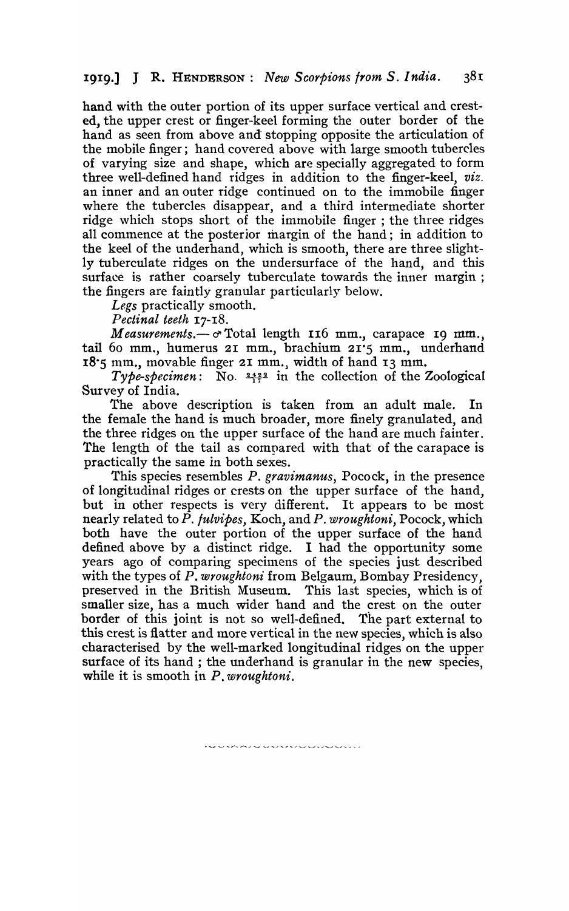hand with the outer portion of its upper surface vertical and crested, the upper crest or finger-keel forming the outer border of the hand as seen from above and stopping opposite the articulation of the mobile finger; hand covered above with large smooth tubercles of varying size and shape, which are specially aggregated to form three well-defined hand ridges in addition to the finger-keel, *viz.* an inner and an outer ridge continued on to the immobile finger where the tubercles disappear, and a third intermediate shorter ridge which stops short of the immobile finger; the three ridges all commence at the posterior margin of the hand; in addition to the keel of the underhand, which is smooth, there are three slightly tuberculate ridges on the undersurface of the hand, and this surface is rather coarsely tuberculate towards the inner margin; the fingers are faintly granular particularly below.

*Legs* practically smooth.

*Pectinal teeth* 17-18.

*Measurements.*— ♂ Total length 116 mm., carapace 19 mm., tail 60 mm., humerus 21 mm., brachium 21·5 mm., underhand 18·5 mm., movable finger 21 mm., width of hand 13 mm.

*Type-specimen*: No. $\frac{2422}{17}$ in the collection of the Zoological Survey of India.

The above description is taken from an adult male. In the female the hand is much broader, more finely granulated, and the three ridges on the upper surface of the hand are much fainter. The length of the tail as compared with that of the carapace is practically the same in both sexes.

This species resembles *P. gravimanus*, Pocock, in the presence of longitudinal ridges or crests on the upper surface of the hand, but in other respects is very different. It appears to be most nearly related to *P. fulvipes*, Koch, and *P. wroughtoni*, Pocock, which both have the outer portion of the upper surface of the hand defined above by a distinct ridge. I had the opportunity some years ago of comparing specimens of the species just described with the types of *P. wroughtoni* from Belgaum, Bombay Presidency, preserved in the British Museum. This last species, which is of smaller size, has a much wider hand and the crest on the outer border of this joint is not so well-defined. The part external to this crest is flatter and more vertical in the new species, which is also characterised by the well-marked longitudinal ridges on the upper surface of its hand; the underhand is granular in the new species, while it is smooth in *P. wroughtoni*.